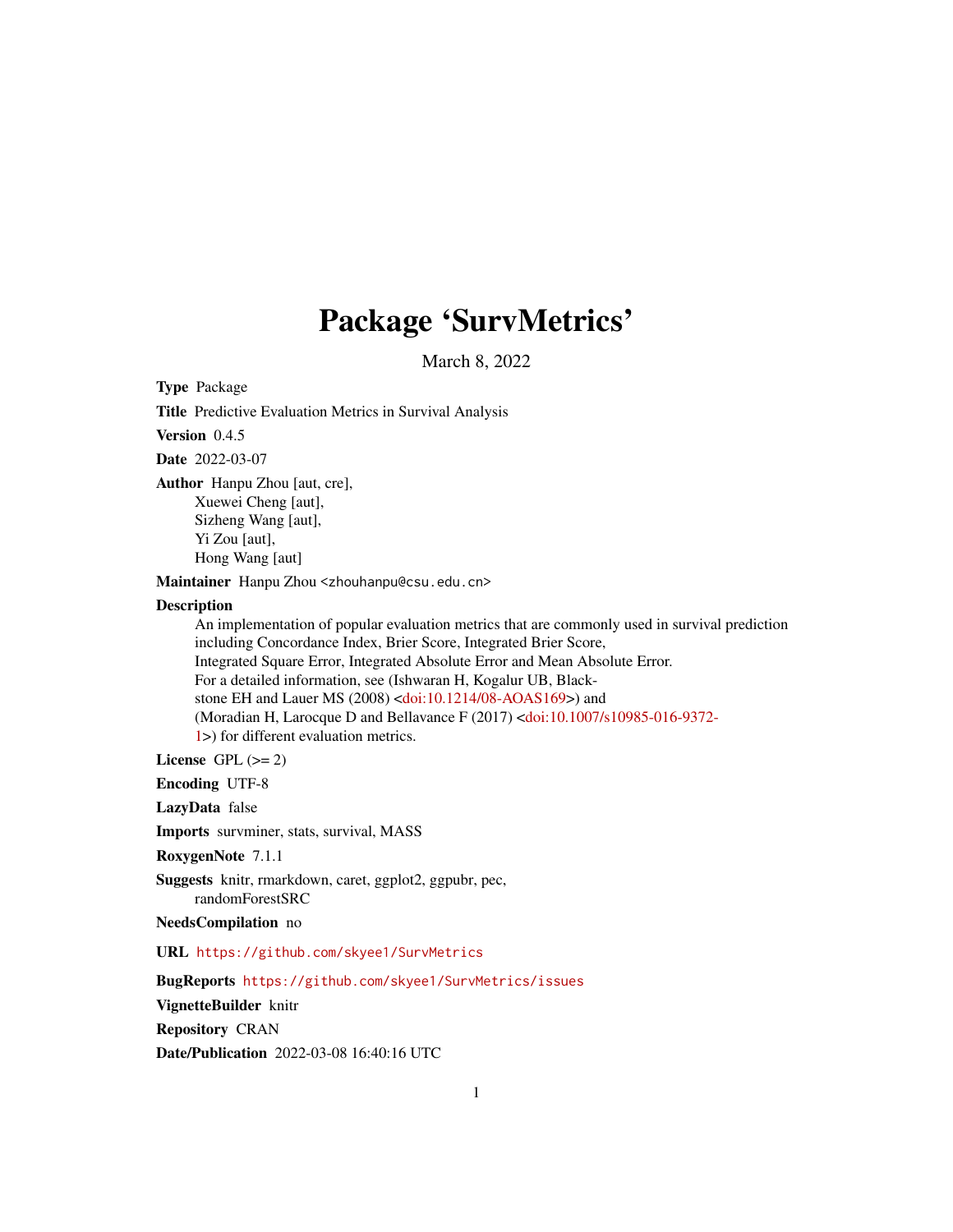# Package 'SurvMetrics'

March 8, 2022

**Type** Package

**Title** Predictive Evaluation Metrics in Survival Analysis

**Version** 0.4.5

**Date** 2022-03-07

**Author** Hanpu Zhou [aut, cre],
Xuewei Cheng [aut],
Sizheng Wang [aut],
Yi Zou [aut],
Hong Wang [aut]

**Maintainer** Hanpu Zhou <zhouhanpu@csu.edu.cn>

**Description**
An implementation of popular evaluation metrics that are commonly used in survival prediction including Concordance Index, Brier Score, Integrated Brier Score, Integrated Square Error, Integrated Absolute Error and Mean Absolute Error. For a detailed information, see (Ishwaran H, Kogalur UB, Blackstone EH and Lauer MS (2008) <doi:10.1214/08-AOAS169>) and (Moradian H, Larocque D and Bellavance F (2017) <doi:10.1007/s10985-016-9372-1>) for different evaluation metrics.

**License** GPL (>= 2)

**Encoding** UTF-8

**LazyData** false

**Imports** survminer, stats, survival, MASS

**RoxygenNote** 7.1.1

**Suggests** knitr, rmarkdown, caret, ggplot2, ggpubr, pec,
randomForestSRC

**NeedsCompilation** no

**URL** https://github.com/skyee1/SurvMetrics

**BugReports** https://github.com/skyee1/SurvMetrics/issues

**VignetteBuilder** knitr

**Repository** CRAN

**Date/Publication** 2022-03-08 16:40:16 UTC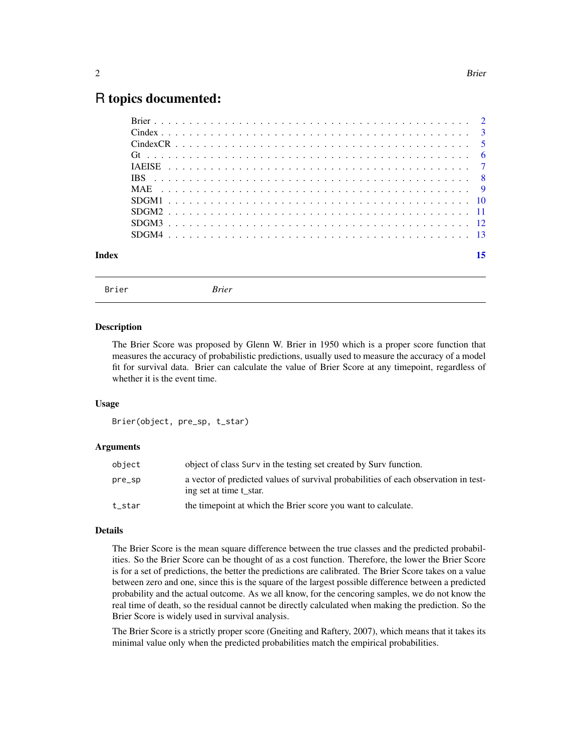# R topics documented:

| | |
|---|---|
| Brier | 2 |
| Cindex | 3 |
| CindexCR | 5 |
| Gt | 6 |
| IAEISE | 7 |
| IBS | 8 |
| MAE | 9 |
| SDGM1 | 10 |
| SDGM2 | 11 |
| SDGM3 | 12 |
| SDGM4 | 13 |

**Index** 15

---

Brier *Brier*

---

### Description

The Brier Score was proposed by Glenn W. Brier in 1950 which is a proper score function that measures the accuracy of probabilistic predictions, usually used to measure the accuracy of a model fit for survival data. Brier can calculate the value of Brier Score at any timepoint, regardless of whether it is the event time.

### Usage

```
Brier(object, pre_sp, t_star)
```

### Arguments

| | |
|---|---|
| `object` | object of class `Surv` in the testing set created by Surv function. |
| `pre_sp` | a vector of predicted values of survival probabilities of each observation in testing set at time t_star. |
| `t_star` | the timepoint at which the Brier score you want to calculate. |

### Details

The Brier Score is the mean square difference between the true classes and the predicted probabilities. So the Brier Score can be thought of as a cost function. Therefore, the lower the Brier Score is for a set of predictions, the better the predictions are calibrated. The Brier Score takes on a value between zero and one, since this is the square of the largest possible difference between a predicted probability and the actual outcome. As we all know, for the cencoring samples, we do not know the real time of death, so the residual cannot be directly calculated when making the prediction. So the Brier Score is widely used in survival analysis.

The Brier Score is a strictly proper score (Gneiting and Raftery, 2007), which means that it takes its minimal value only when the predicted probabilities match the empirical probabilities.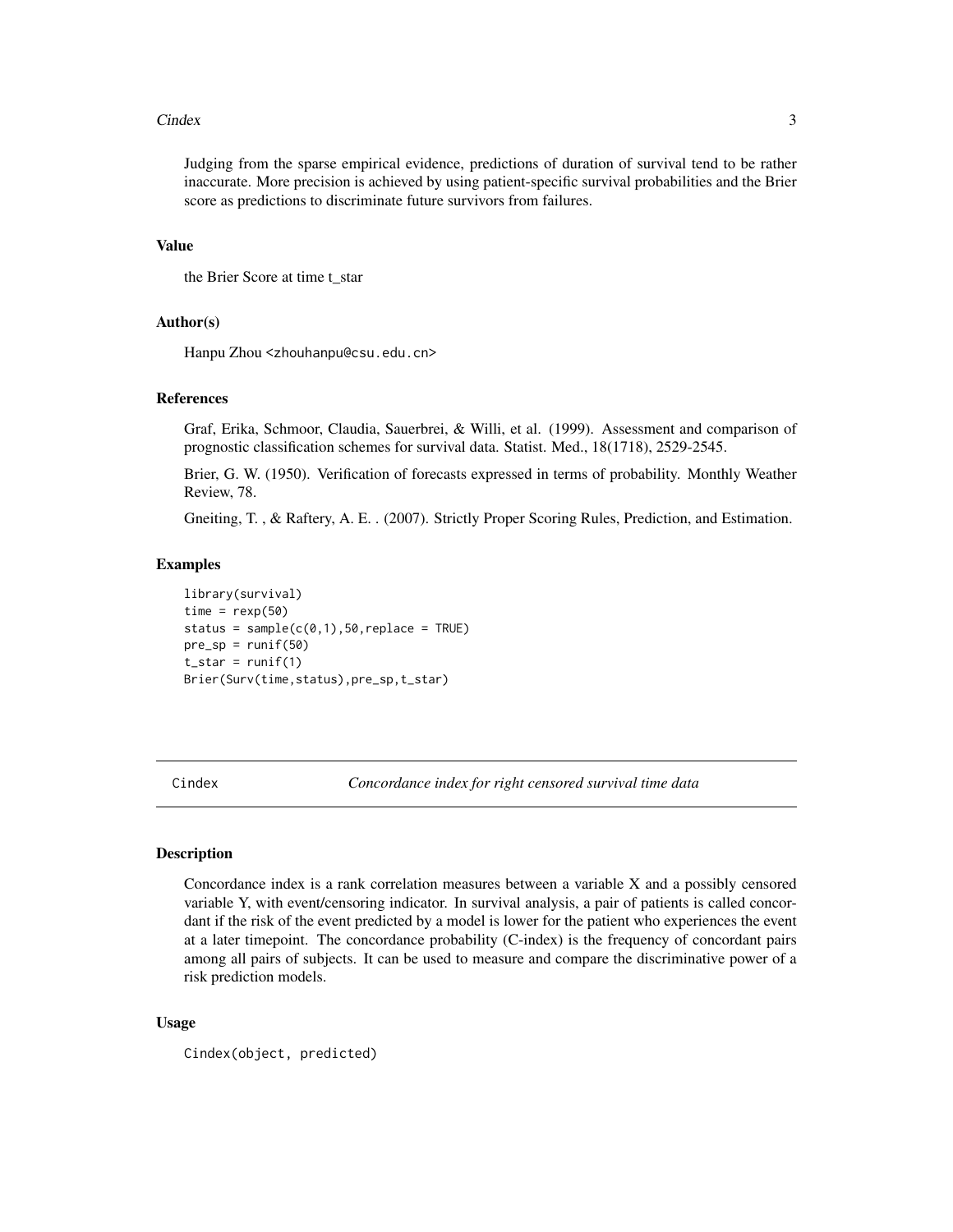Judging from the sparse empirical evidence, predictions of duration of survival tend to be rather inaccurate. More precision is achieved by using patient-specific survival probabilities and the Brier score as predictions to discriminate future survivors from failures.

### Value

the Brier Score at time t_star

### Author(s)

Hanpu Zhou <zhouhanpu@csu.edu.cn>

### References

Graf, Erika, Schmoor, Claudia, Sauerbrei, & Willi, et al. (1999). Assessment and comparison of prognostic classification schemes for survival data. Statist. Med., 18(1718), 2529-2545.

Brier, G. W. (1950). Verification of forecasts expressed in terms of probability. Monthly Weather Review, 78.

Gneiting, T. , & Raftery, A. E. . (2007). Strictly Proper Scoring Rules, Prediction, and Estimation.

### Examples

```
library(survival)
time = rexp(50)
status = sample(c(0,1),50,replace = TRUE)
pre_sp = runif(50)
t_star = runif(1)
Brier(Surv(time,status),pre_sp,t_star)
```

---

## Cindex — *Concordance index for right censored survival time data*

---

### Description

Concordance index is a rank correlation measures between a variable X and a possibly censored variable Y, with event/censoring indicator. In survival analysis, a pair of patients is called concordant if the risk of the event predicted by a model is lower for the patient who experiences the event at a later timepoint. The concordance probability (C-index) is the frequency of concordant pairs among all pairs of subjects. It can be used to measure and compare the discriminative power of a risk prediction models.

### Usage

```
Cindex(object, predicted)
```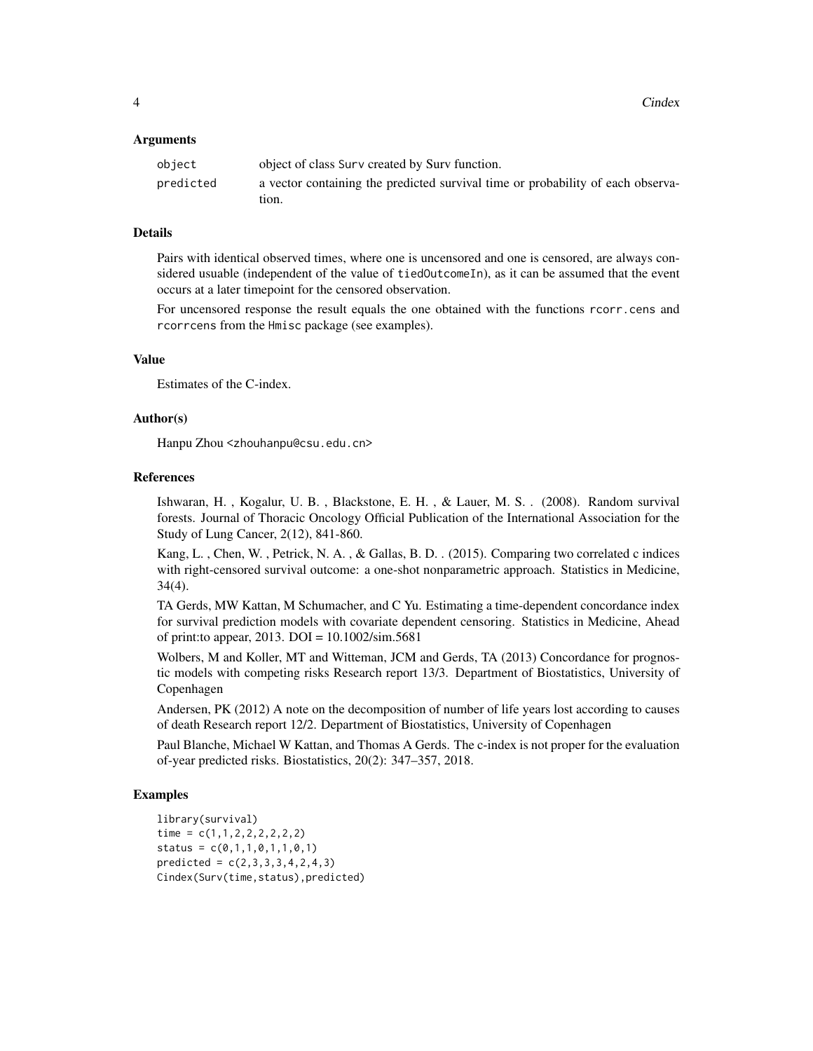### Arguments

| | |
|---|---|
| `object` | object of class `Surv` created by Surv function. |
| `predicted` | a vector containing the predicted survival time or probability of each observation. |

### Details

Pairs with identical observed times, where one is uncensored and one is censored, are always considered usuable (independent of the value of `tiedOutcomeIn`), as it can be assumed that the event occurs at a later timepoint for the censored observation.

For uncensored response the result equals the one obtained with the functions `rcorr.cens` and `rcorrcens` from the `Hmisc` package (see examples).

### Value

Estimates of the C-index.

### Author(s)

Hanpu Zhou <zhouhanpu@csu.edu.cn>

### References

Ishwaran, H. , Kogalur, U. B. , Blackstone, E. H. , & Lauer, M. S. . (2008). Random survival forests. Journal of Thoracic Oncology Official Publication of the International Association for the Study of Lung Cancer, 2(12), 841-860.

Kang, L. , Chen, W. , Petrick, N. A. , & Gallas, B. D. . (2015). Comparing two correlated c indices with right-censored survival outcome: a one-shot nonparametric approach. Statistics in Medicine, 34(4).

TA Gerds, MW Kattan, M Schumacher, and C Yu. Estimating a time-dependent concordance index for survival prediction models with covariate dependent censoring. Statistics in Medicine, Ahead of print:to appear, 2013. DOI = 10.1002/sim.5681

Wolbers, M and Koller, MT and Witteman, JCM and Gerds, TA (2013) Concordance for prognostic models with competing risks Research report 13/3. Department of Biostatistics, University of Copenhagen

Andersen, PK (2012) A note on the decomposition of number of life years lost according to causes of death Research report 12/2. Department of Biostatistics, University of Copenhagen

Paul Blanche, Michael W Kattan, and Thomas A Gerds. The c-index is not proper for the evaluation of-year predicted risks. Biostatistics, 20(2): 347–357, 2018.

### Examples

```
library(survival)
time = c(1,1,2,2,2,2,2,2)
status = c(0,1,1,0,1,1,0,1)
predicted = c(2,3,3,3,4,2,4,3)
Cindex(Surv(time,status),predicted)
```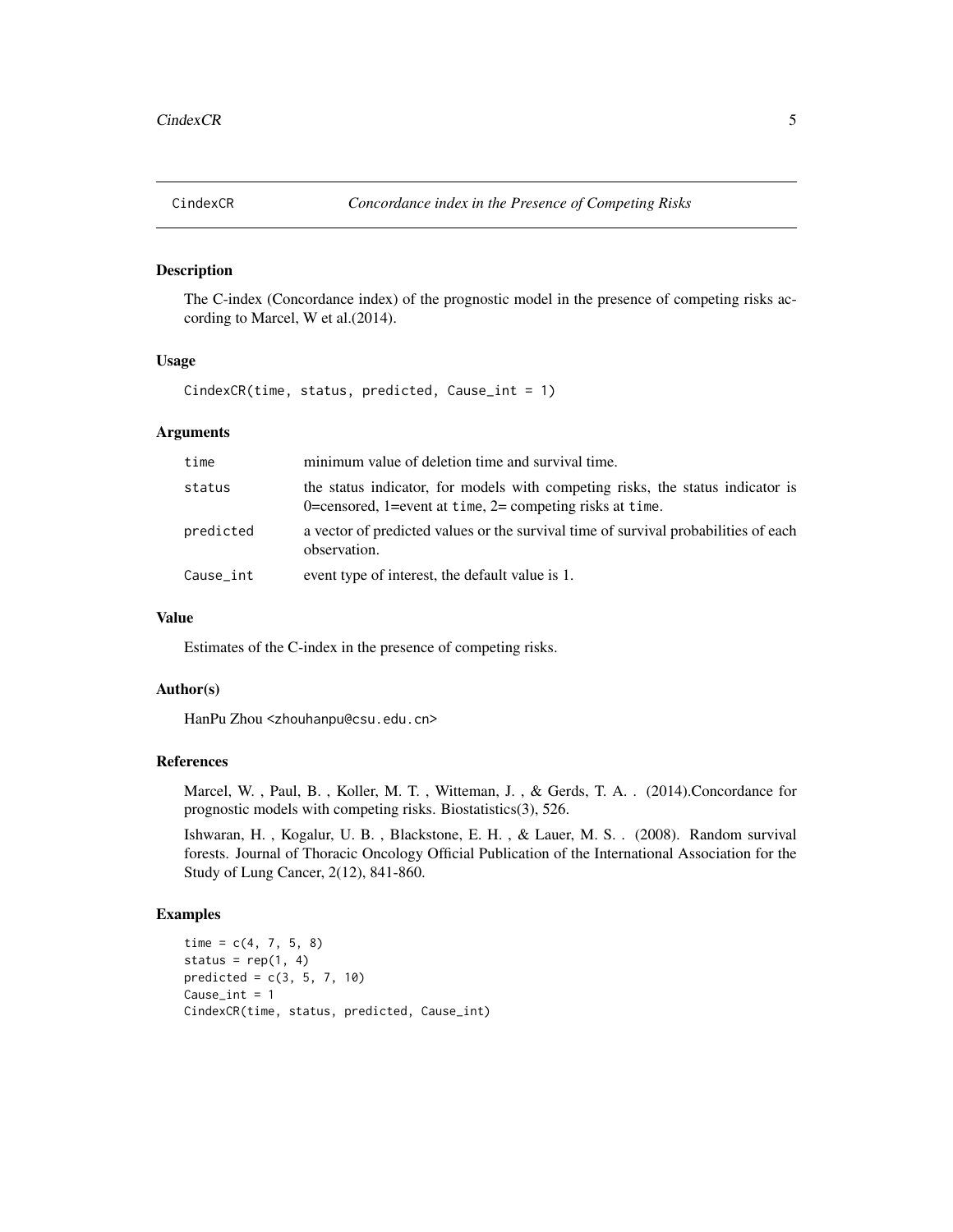# CindexCR — *Concordance index in the Presence of Competing Risks*

## Description

The C-index (Concordance index) of the prognostic model in the presence of competing risks according to Marcel, W et al.(2014).

## Usage

```
CindexCR(time, status, predicted, Cause_int = 1)
```

## Arguments

| | |
|---|---|
| `time` | minimum value of deletion time and survival time. |
| `status` | the status indicator, for models with competing risks, the status indicator is 0=censored, 1=event at `time`, 2= competing risks at `time`. |
| `predicted` | a vector of predicted values or the survival time of survival probabilities of each observation. |
| `Cause_int` | event type of interest, the default value is 1. |

## Value

Estimates of the C-index in the presence of competing risks.

## Author(s)

HanPu Zhou <zhouhanpu@csu.edu.cn>

## References

Marcel, W. , Paul, B. , Koller, M. T. , Witteman, J. , & Gerds, T. A. . (2014).Concordance for prognostic models with competing risks. Biostatistics(3), 526.

Ishwaran, H. , Kogalur, U. B. , Blackstone, E. H. , & Lauer, M. S. . (2008). Random survival forests. Journal of Thoracic Oncology Official Publication of the International Association for the Study of Lung Cancer, 2(12), 841-860.

## Examples

```
time = c(4, 7, 5, 8)
status = rep(1, 4)
predicted = c(3, 5, 7, 10)
Cause_int = 1
CindexCR(time, status, predicted, Cause_int)
```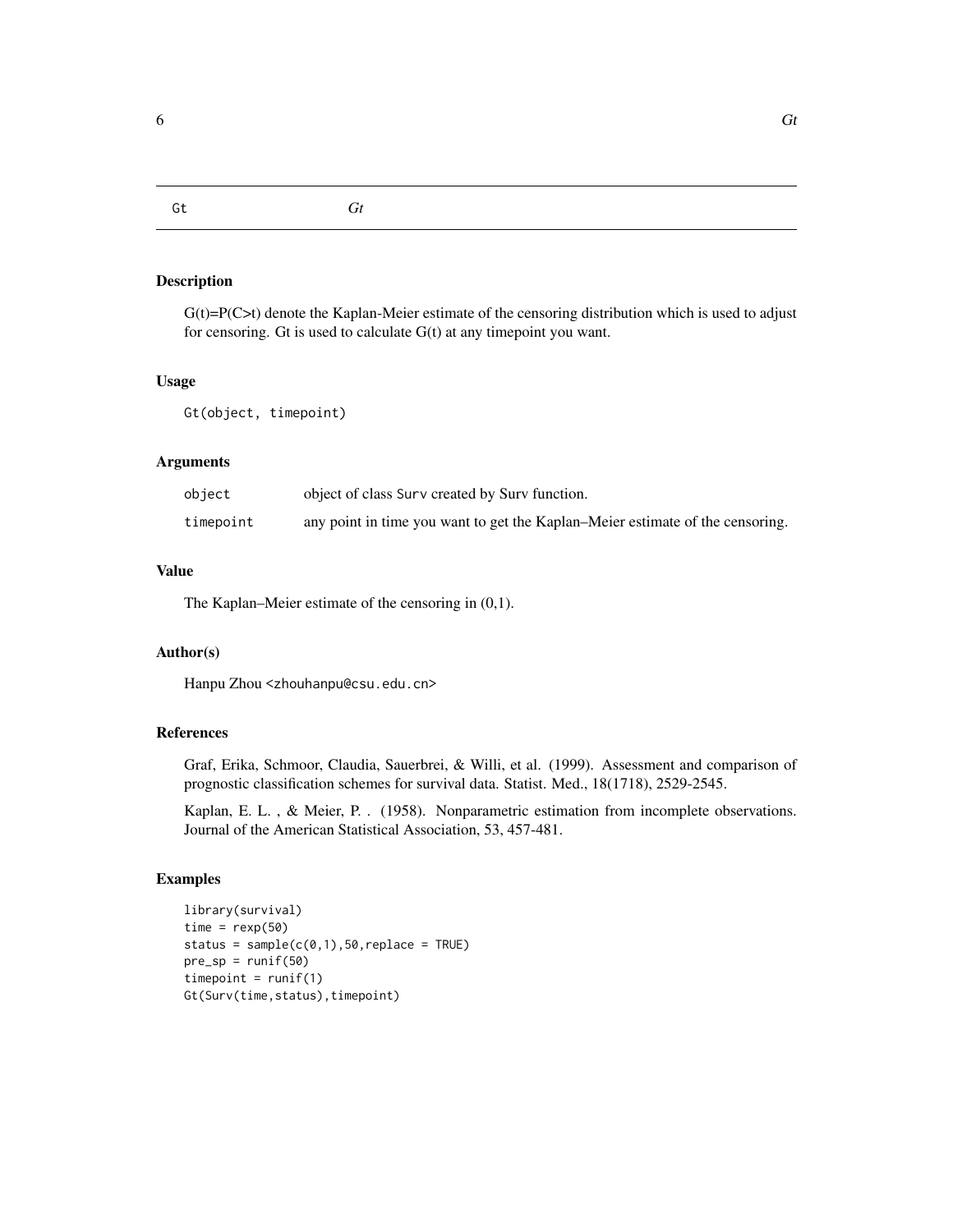## Gt — *Gt*

### Description

$G(t)=P(C>t)$ denote the Kaplan-Meier estimate of the censoring distribution which is used to adjust for censoring. Gt is used to calculate $G(t)$ at any timepoint you want.

### Usage

```
Gt(object, timepoint)
```

### Arguments

| | |
|---|---|
| `object` | object of class `Surv` created by Surv function. |
| `timepoint` | any point in time you want to get the Kaplan–Meier estimate of the censoring. |

### Value

The Kaplan–Meier estimate of the censoring in (0,1).

### Author(s)

Hanpu Zhou <zhouhanpu@csu.edu.cn>

### References

Graf, Erika, Schmoor, Claudia, Sauerbrei, & Willi, et al. (1999). Assessment and comparison of prognostic classification schemes for survival data. Statist. Med., 18(1718), 2529-2545.

Kaplan, E. L. , & Meier, P. . (1958). Nonparametric estimation from incomplete observations. Journal of the American Statistical Association, 53, 457-481.

### Examples

```
library(survival)
time = rexp(50)
status = sample(c(0,1),50,replace = TRUE)
pre_sp = runif(50)
timepoint = runif(1)
Gt(Surv(time,status),timepoint)
```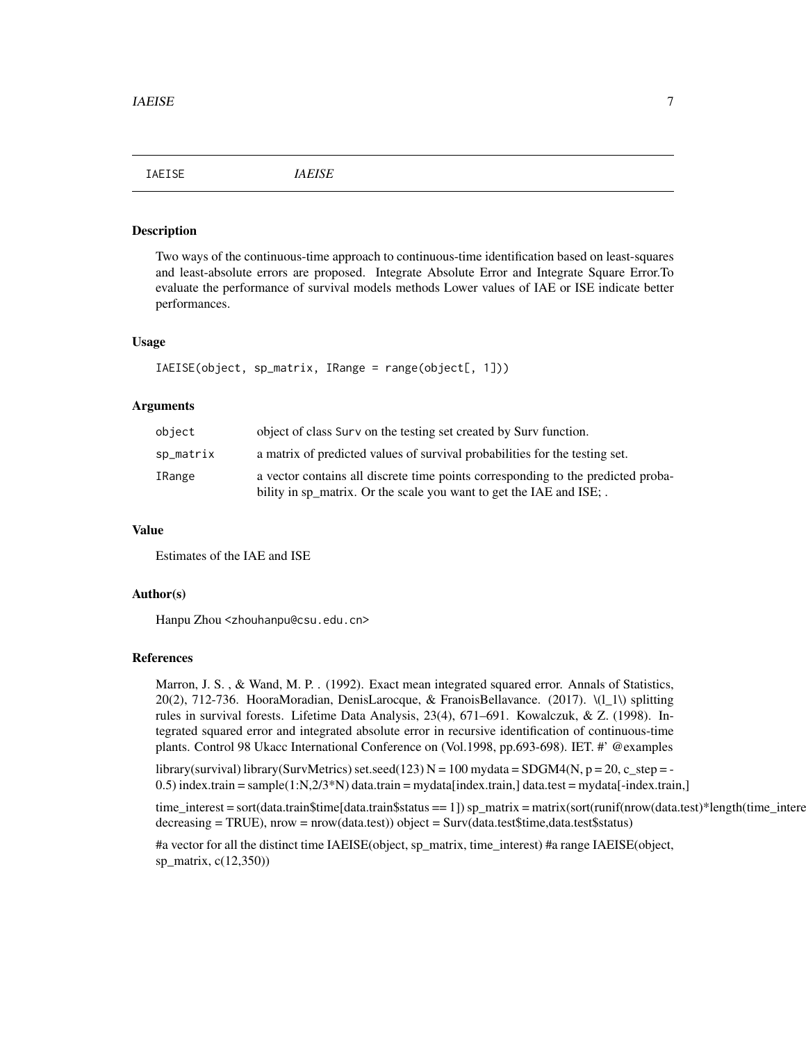## IAEISE *IAEISE*

### Description

Two ways of the continuous-time approach to continuous-time identification based on least-squares and least-absolute errors are proposed. Integrate Absolute Error and Integrate Square Error.To evaluate the performance of survival models methods Lower values of IAE or ISE indicate better performances.

### Usage

```
IAEISE(object, sp_matrix, IRange = range(object[, 1]))
```

### Arguments

| | |
|---|---|
| object | object of class Surv on the testing set created by Surv function. |
| sp_matrix | a matrix of predicted values of survival probabilities for the testing set. |
| IRange | a vector contains all discrete time points corresponding to the predicted probability in sp_matrix. Or the scale you want to get the IAE and ISE; . |

### Value

Estimates of the IAE and ISE

### Author(s)

Hanpu Zhou <zhouhanpu@csu.edu.cn>

### References

Marron, J. S. , & Wand, M. P. . (1992). Exact mean integrated squared error. Annals of Statistics, 20(2), 712-736. HooraMoradian, DenisLarocque, & FranoisBellavance. (2017). \(l_1\) splitting rules in survival forests. Lifetime Data Analysis, 23(4), 671–691. Kowalczuk, & Z. (1998). Integrated squared error and integrated absolute error in recursive identification of continuous-time plants. Control 98 Ukacc International Conference on (Vol.1998, pp.693-698). IET. #' @examples

library(survival) library(SurvMetrics) set.seed(123) N = 100 mydata = SDGM4(N, p = 20, c_step = -0.5) index.train = sample(1:N,2/3*N) data.train = mydata[index.train,] data.test = mydata[-index.train,]

time_interest = sort(data.train$time[data.train$status == 1]) sp_matrix = matrix(sort(runif(nrow(data.test)*length(time_intere decreasing = TRUE), nrow = nrow(data.test)) object = Surv(data.test$time,data.test$status)

#a vector for all the distinct time IAEISE(object, sp_matrix, time_interest) #a range IAEISE(object, sp_matrix, c(12,350))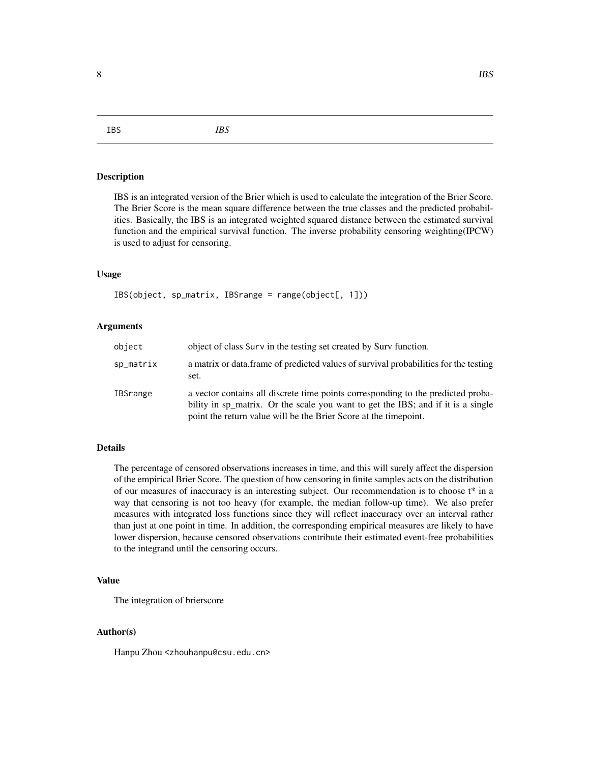## IBS *IBS*

### Description

IBS is an integrated version of the Brier which is used to calculate the integration of the Brier Score. The Brier Score is the mean square difference between the true classes and the predicted probabilities. Basically, the IBS is an integrated weighted squared distance between the estimated survival function and the empirical survival function. The inverse probability censoring weighting(IPCW) is used to adjust for censoring.

### Usage

```
IBS(object, sp_matrix, IBSrange = range(object[, 1]))
```

### Arguments

| | |
|---|---|
| `object` | object of class `Surv` in the testing set created by Surv function. |
| `sp_matrix` | a matrix or data.frame of predicted values of survival probabilities for the testing set. |
| `IBSrange` | a vector contains all discrete time points corresponding to the predicted probability in sp_matrix. Or the scale you want to get the IBS; and if it is a single point the return value will be the Brier Score at the timepoint. |

### Details

The percentage of censored observations increases in time, and this will surely affect the dispersion of the empirical Brier Score. The question of how censoring in finite samples acts on the distribution of our measures of inaccuracy is an interesting subject. Our recommendation is to choose t* in a way that censoring is not too heavy (for example, the median follow-up time). We also prefer measures with integrated loss functions since they will reflect inaccuracy over an interval rather than just at one point in time. In addition, the corresponding empirical measures are likely to have lower dispersion, because censored observations contribute their estimated event-free probabilities to the integrand until the censoring occurs.

### Value

The integration of brierscore

### Author(s)

Hanpu Zhou <zhouhanpu@csu.edu.cn>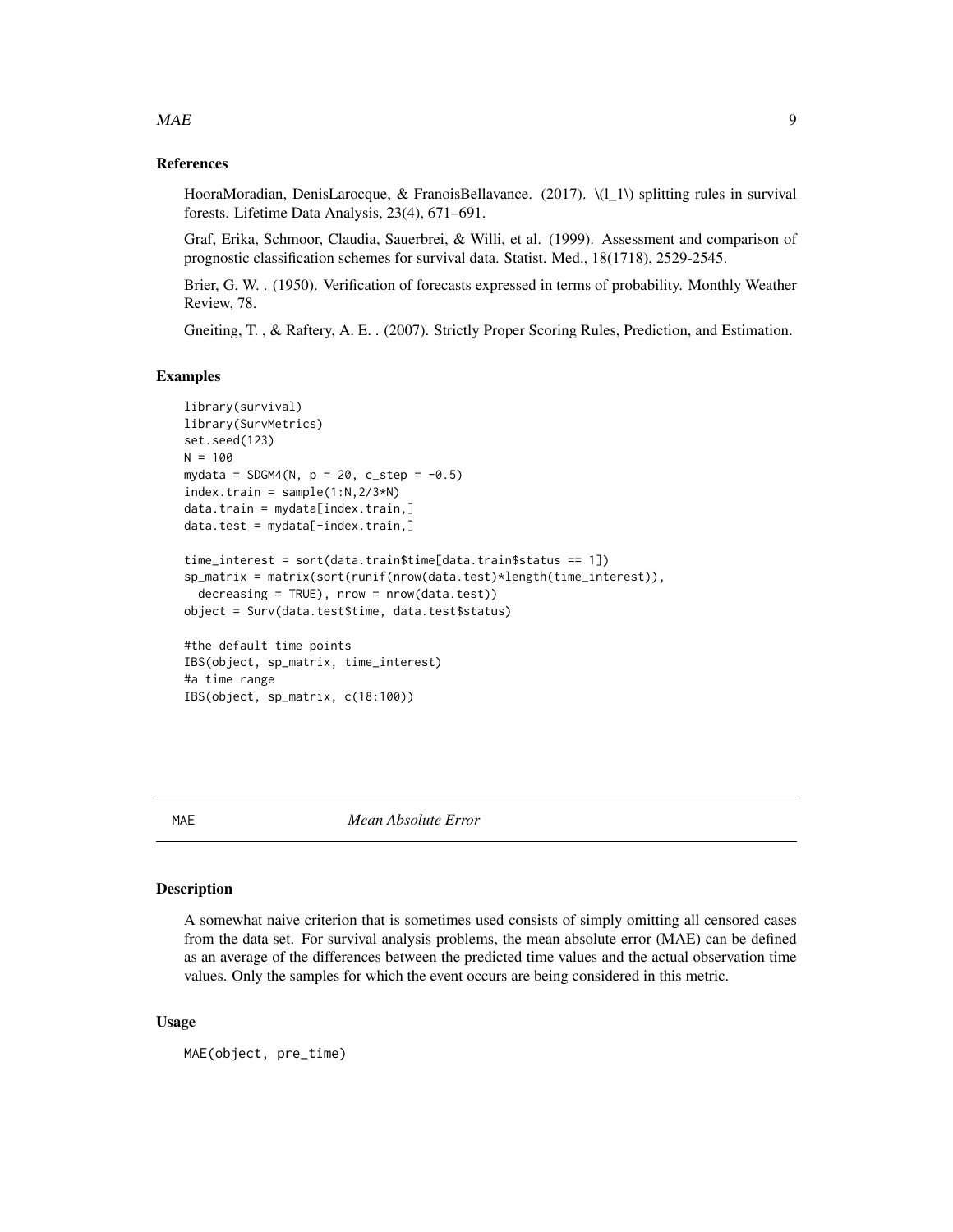### References

HooraMoradian, DenisLarocque, & FranoisBellavance. (2017). $l_1$ splitting rules in survival forests. Lifetime Data Analysis, 23(4), 671–691.

Graf, Erika, Schmoor, Claudia, Sauerbrei, & Willi, et al. (1999). Assessment and comparison of prognostic classification schemes for survival data. Statist. Med., 18(1718), 2529-2545.

Brier, G. W. . (1950). Verification of forecasts expressed in terms of probability. Monthly Weather Review, 78.

Gneiting, T. , & Raftery, A. E. . (2007). Strictly Proper Scoring Rules, Prediction, and Estimation.

### Examples

```
library(survival)
library(SurvMetrics)
set.seed(123)
N = 100
mydata = SDGM4(N, p = 20, c_step = -0.5)
index.train = sample(1:N,2/3*N)
data.train = mydata[index.train,]
data.test = mydata[-index.train,]

time_interest = sort(data.train$time[data.train$status == 1])
sp_matrix = matrix(sort(runif(nrow(data.test)*length(time_interest)),
  decreasing = TRUE), nrow = nrow(data.test))
object = Surv(data.test$time, data.test$status)

#the default time points
IBS(object, sp_matrix, time_interest)
#a time range
IBS(object, sp_matrix, c(18:100))
```

## MAE *Mean Absolute Error*

### Description

A somewhat naive criterion that is sometimes used consists of simply omitting all censored cases from the data set. For survival analysis problems, the mean absolute error (MAE) can be defined as an average of the differences between the predicted time values and the actual observation time values. Only the samples for which the event occurs are being considered in this metric.

### Usage

```
MAE(object, pre_time)
```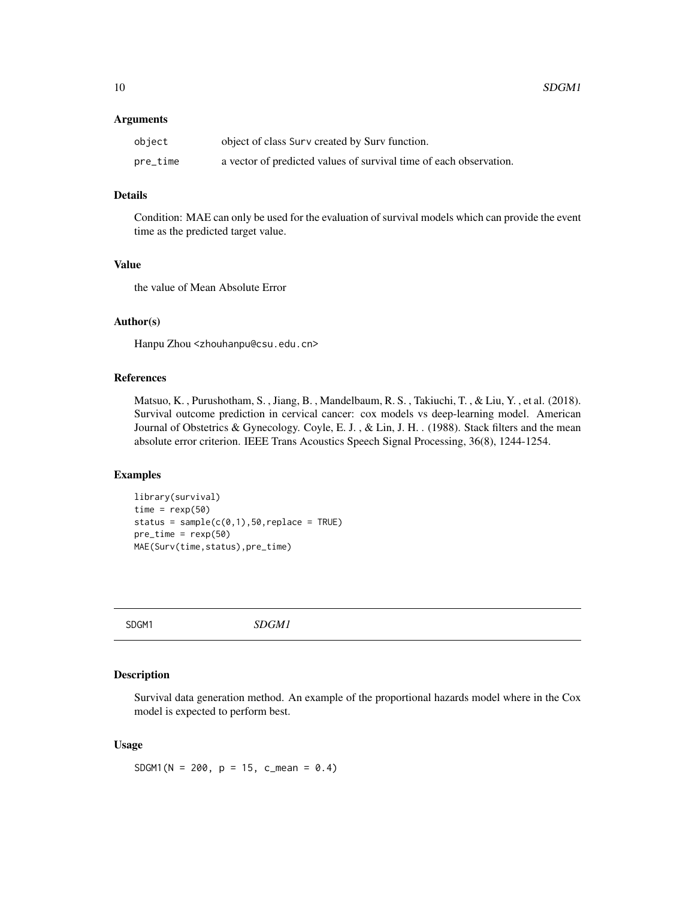### Arguments

| | |
|---|---|
| `object` | object of class `Surv` created by Surv function. |
| `pre_time` | a vector of predicted values of survival time of each observation. |

### Details

Condition: MAE can only be used for the evaluation of survival models which can provide the event time as the predicted target value.

### Value

the value of Mean Absolute Error

### Author(s)

Hanpu Zhou <zhouhanpu@csu.edu.cn>

### References

Matsuo, K. , Purushotham, S. , Jiang, B. , Mandelbaum, R. S. , Takiuchi, T. , & Liu, Y. , et al. (2018). Survival outcome prediction in cervical cancer: cox models vs deep-learning model. American Journal of Obstetrics & Gynecology. Coyle, E. J. , & Lin, J. H. . (1988). Stack filters and the mean absolute error criterion. IEEE Trans Acoustics Speech Signal Processing, 36(8), 1244-1254.

### Examples

```
library(survival)
time = rexp(50)
status = sample(c(0,1),50,replace = TRUE)
pre_time = rexp(50)
MAE(Surv(time,status),pre_time)
```

---

## SDGM1 *SDGM1*

---

### Description

Survival data generation method. An example of the proportional hazards model where in the Cox model is expected to perform best.

### Usage

```
SDGM1(N = 200, p = 15, c_mean = 0.4)
```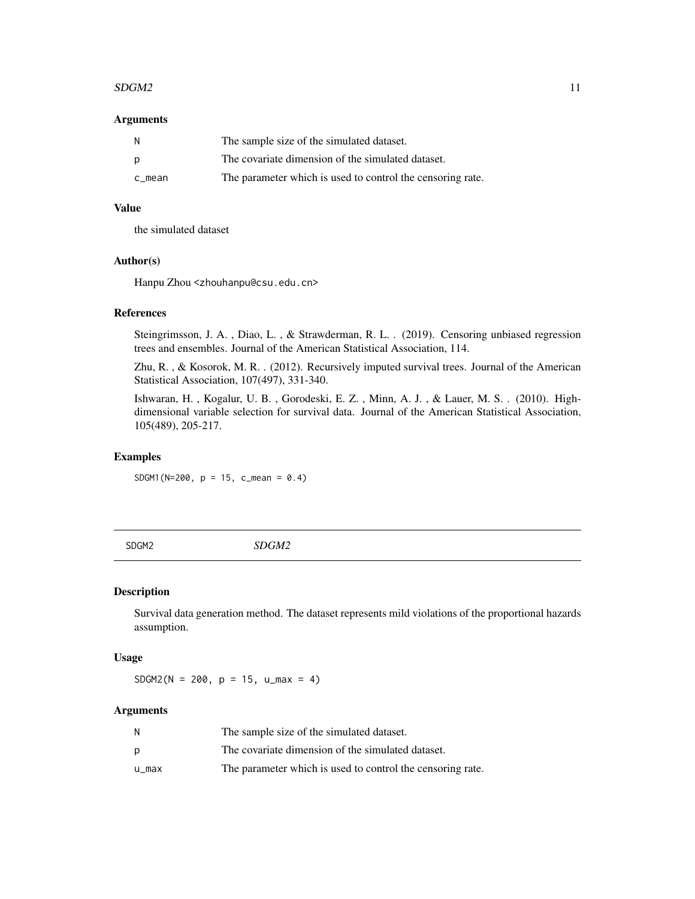### Arguments

| | |
|---|---|
| N | The sample size of the simulated dataset. |
| p | The covariate dimension of the simulated dataset. |
| c_mean | The parameter which is used to control the censoring rate. |

### Value

the simulated dataset

### Author(s)

Hanpu Zhou <zhouhanpu@csu.edu.cn>

### References

Steingrimsson, J. A. , Diao, L. , & Strawderman, R. L. . (2019). Censoring unbiased regression trees and ensembles. Journal of the American Statistical Association, 114.

Zhu, R. , & Kosorok, M. R. . (2012). Recursively imputed survival trees. Journal of the American Statistical Association, 107(497), 331-340.

Ishwaran, H. , Kogalur, U. B. , Gorodeski, E. Z. , Minn, A. J. , & Lauer, M. S. . (2010). High-dimensional variable selection for survival data. Journal of the American Statistical Association, 105(489), 205-217.

### Examples

```
SDGM1(N=200, p = 15, c_mean = 0.4)
```

---

## SDGM2 *SDGM2*

---

### Description

Survival data generation method. The dataset represents mild violations of the proportional hazards assumption.

### Usage

```
SDGM2(N = 200, p = 15, u_max = 4)
```

### Arguments

| | |
|---|---|
| N | The sample size of the simulated dataset. |
| p | The covariate dimension of the simulated dataset. |
| u_max | The parameter which is used to control the censoring rate. |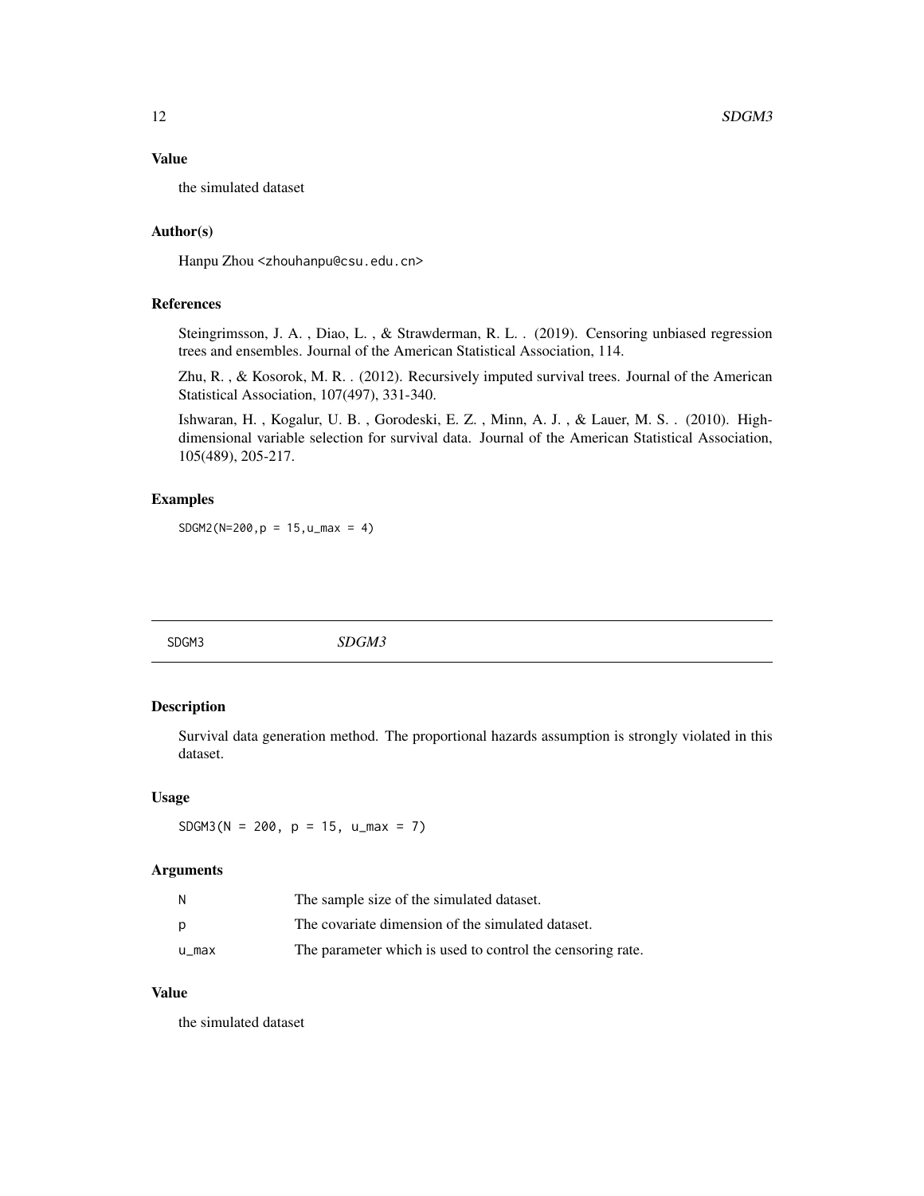### Value

the simulated dataset

### Author(s)

Hanpu Zhou <zhouhanpu@csu.edu.cn>

### References

Steingrimsson, J. A. , Diao, L. , & Strawderman, R. L. . (2019). Censoring unbiased regression trees and ensembles. Journal of the American Statistical Association, 114.

Zhu, R. , & Kosorok, M. R. . (2012). Recursively imputed survival trees. Journal of the American Statistical Association, 107(497), 331-340.

Ishwaran, H. , Kogalur, U. B. , Gorodeski, E. Z. , Minn, A. J. , & Lauer, M. S. . (2010). High-dimensional variable selection for survival data. Journal of the American Statistical Association, 105(489), 205-217.

### Examples

```
SDGM2(N=200,p = 15,u_max = 4)
```

---

## SDGM3 *SDGM3*

### Description

Survival data generation method. The proportional hazards assumption is strongly violated in this dataset.

### Usage

```
SDGM3(N = 200, p = 15, u_max = 7)
```

### Arguments

| | |
|---|---|
| N | The sample size of the simulated dataset. |
| p | The covariate dimension of the simulated dataset. |
| u_max | The parameter which is used to control the censoring rate. |

### Value

the simulated dataset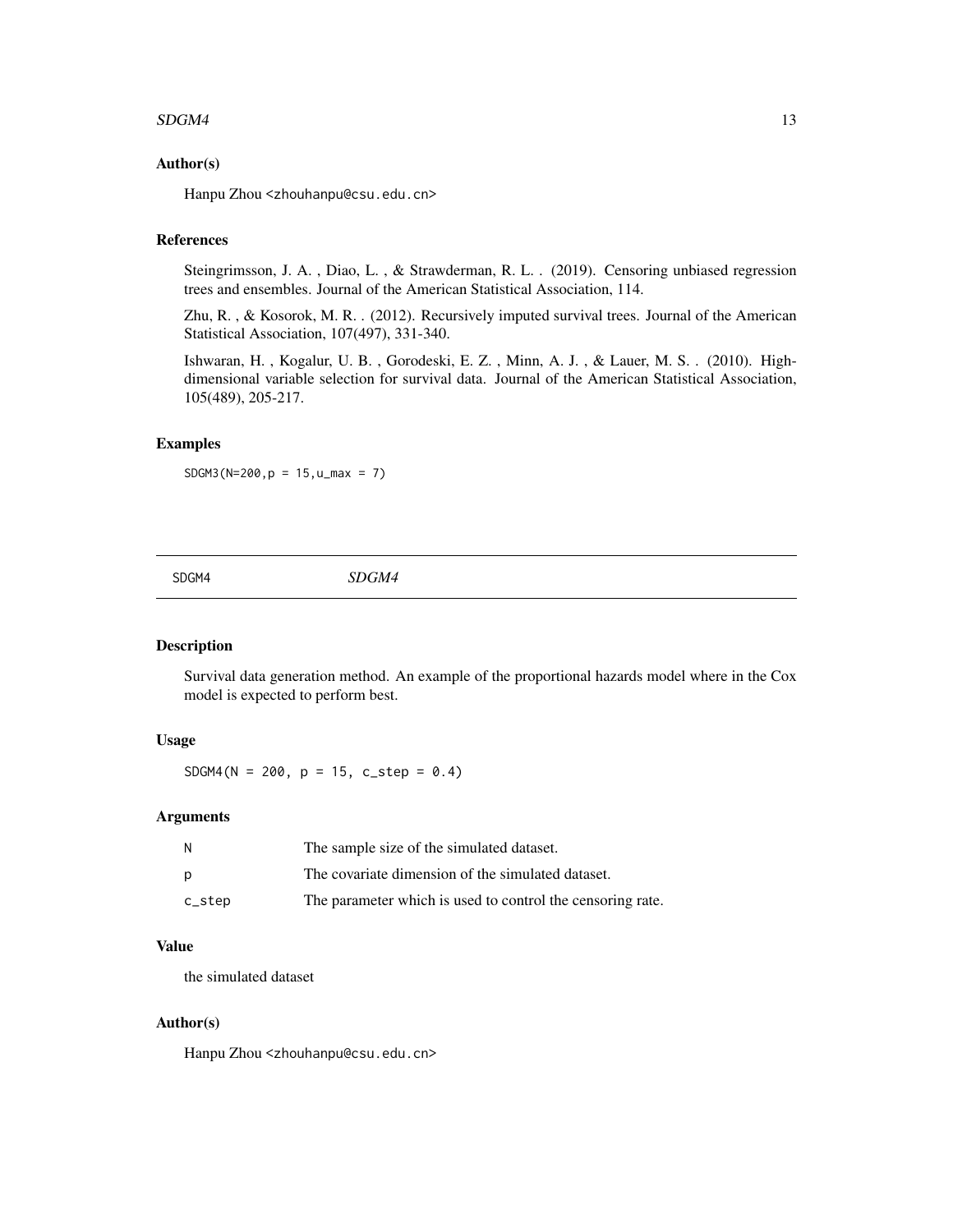### Author(s)

Hanpu Zhou <zhouhanpu@csu.edu.cn>

### References

Steingrimsson, J. A. , Diao, L. , & Strawderman, R. L. . (2019). Censoring unbiased regression trees and ensembles. Journal of the American Statistical Association, 114.

Zhu, R. , & Kosorok, M. R. . (2012). Recursively imputed survival trees. Journal of the American Statistical Association, 107(497), 331-340.

Ishwaran, H. , Kogalur, U. B. , Gorodeski, E. Z. , Minn, A. J. , & Lauer, M. S. . (2010). High-dimensional variable selection for survival data. Journal of the American Statistical Association, 105(489), 205-217.

### Examples

```
SDGM3(N=200,p = 15,u_max = 7)
```

---

## SDGM4 &nbsp;&nbsp;&nbsp;&nbsp; *SDGM4*

---

### Description

Survival data generation method. An example of the proportional hazards model where in the Cox model is expected to perform best.

### Usage

```
SDGM4(N = 200, p = 15, c_step = 0.4)
```

### Arguments

| | |
|---|---|
| N | The sample size of the simulated dataset. |
| p | The covariate dimension of the simulated dataset. |
| c_step | The parameter which is used to control the censoring rate. |

### Value

the simulated dataset

### Author(s)

Hanpu Zhou <zhouhanpu@csu.edu.cn>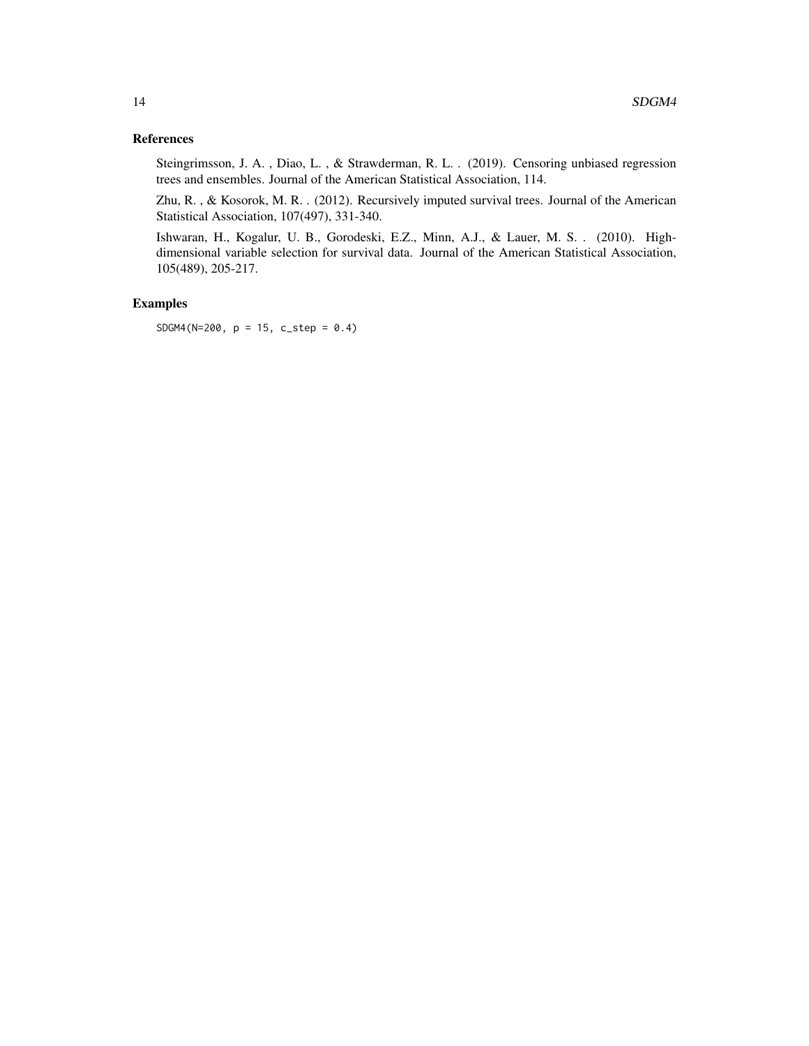### References

Steingrimsson, J. A. , Diao, L. , & Strawderman, R. L. . (2019). Censoring unbiased regression trees and ensembles. Journal of the American Statistical Association, 114.

Zhu, R. , & Kosorok, M. R. . (2012). Recursively imputed survival trees. Journal of the American Statistical Association, 107(497), 331-340.

Ishwaran, H., Kogalur, U. B., Gorodeski, E.Z., Minn, A.J., & Lauer, M. S. . (2010). High-dimensional variable selection for survival data. Journal of the American Statistical Association, 105(489), 205-217.

### Examples

```
SDGM4(N=200, p = 15, c_step = 0.4)
```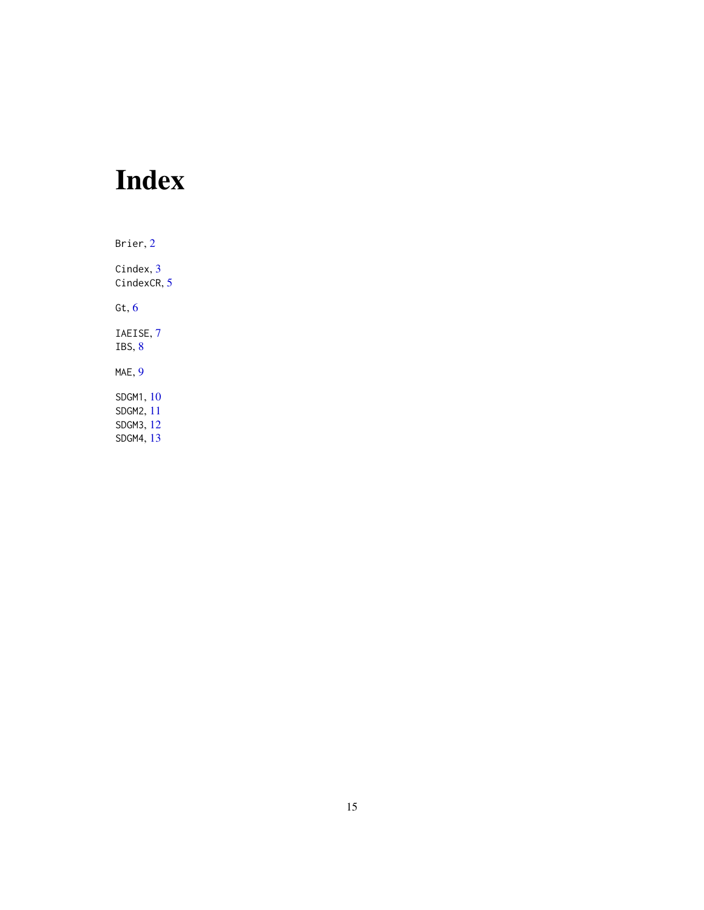# Index

Brier, 2

Cindex, 3
CindexCR, 5

Gt, 6

IAEISE, 7
IBS, 8

MAE, 9

SDGM1, 10
SDGM2, 11
SDGM3, 12
SDGM4, 13